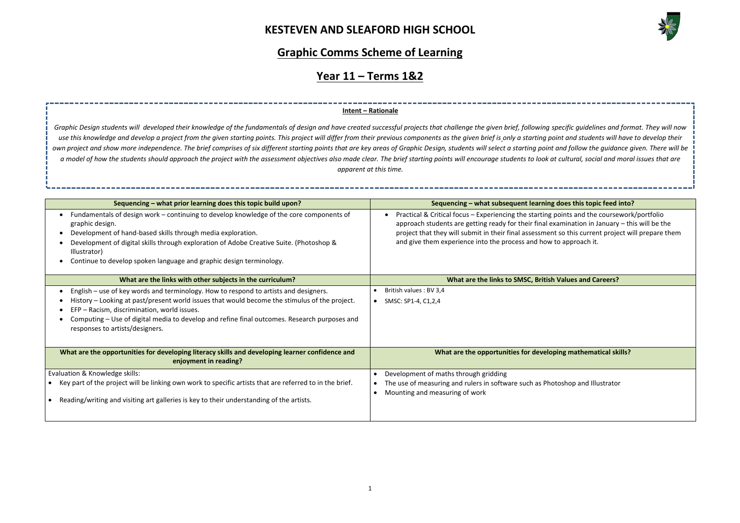# KESTEVEN AND SLEAFORD HIGH SCHOOL

## Graphic Comms Scheme of Learning

## Year 11 – Terms 1&2

**Intent – Rationale**

*Graphic Design students will developed their knowledge of the fundamentals of design and have created successful projects that challenge the given brief, following specific guidelines and format. They will now use this knowledge and develop a project from the given starting points. This project will differ from their previous components as the given brief is only a starting point and students will have to develop their own project and show more independence. The brief comprises of six different starting points that are key areas of Graphic Design, students will select a starting point and follow the guidance given. There will be a model of how the students should approach the project with the assessment objectives also made clear. The brief starting points will encourage students to look at cultural, social and moral issues that are apparent at this time.*

| Sequencing – what prior learning does this topic build upon? | Sequencing – what subsequent learning does this topic feed into? |
|---|---|
| • Fundamentals of design work – continuing to develop knowledge of the core components of graphic design.<br>• Development of hand-based skills through media exploration.<br>• Development of digital skills through exploration of Adobe Creative Suite. (Photoshop & Illustrator)<br>• Continue to develop spoken language and graphic design terminology. | • Practical & Critical focus – Experiencing the starting points and the coursework/portfolio approach students are getting ready for their final examination in January – this will be the project that they will submit in their final assessment so this current project will prepare them and give them experience into the process and how to approach it. |
| **What are the links with other subjects in the curriculum?** | **What are the links to SMSC, British Values and Careers?** |
| • English – use of key words and terminology. How to respond to artists and designers.<br>• History – Looking at past/present world issues that would become the stimulus of the project.<br>• EFP – Racism, discrimination, world issues.<br>• Computing – Use of digital media to develop and refine final outcomes. Research purposes and responses to artists/designers. | • British values : BV 3,4<br>• SMSC: SP1-4, C1,2,4 |
| **What are the opportunities for developing literacy skills and developing learner confidence and enjoyment in reading?** | **What are the opportunities for developing mathematical skills?** |
| Evaluation & Knowledge skills:<br>• Key part of the project will be linking own work to specific artists that are referred to in the brief.<br>• Reading/writing and visiting art galleries is key to their understanding of the artists. | • Development of maths through gridding<br>• The use of measuring and rulers in software such as Photoshop and Illustrator<br>• Mounting and measuring of work |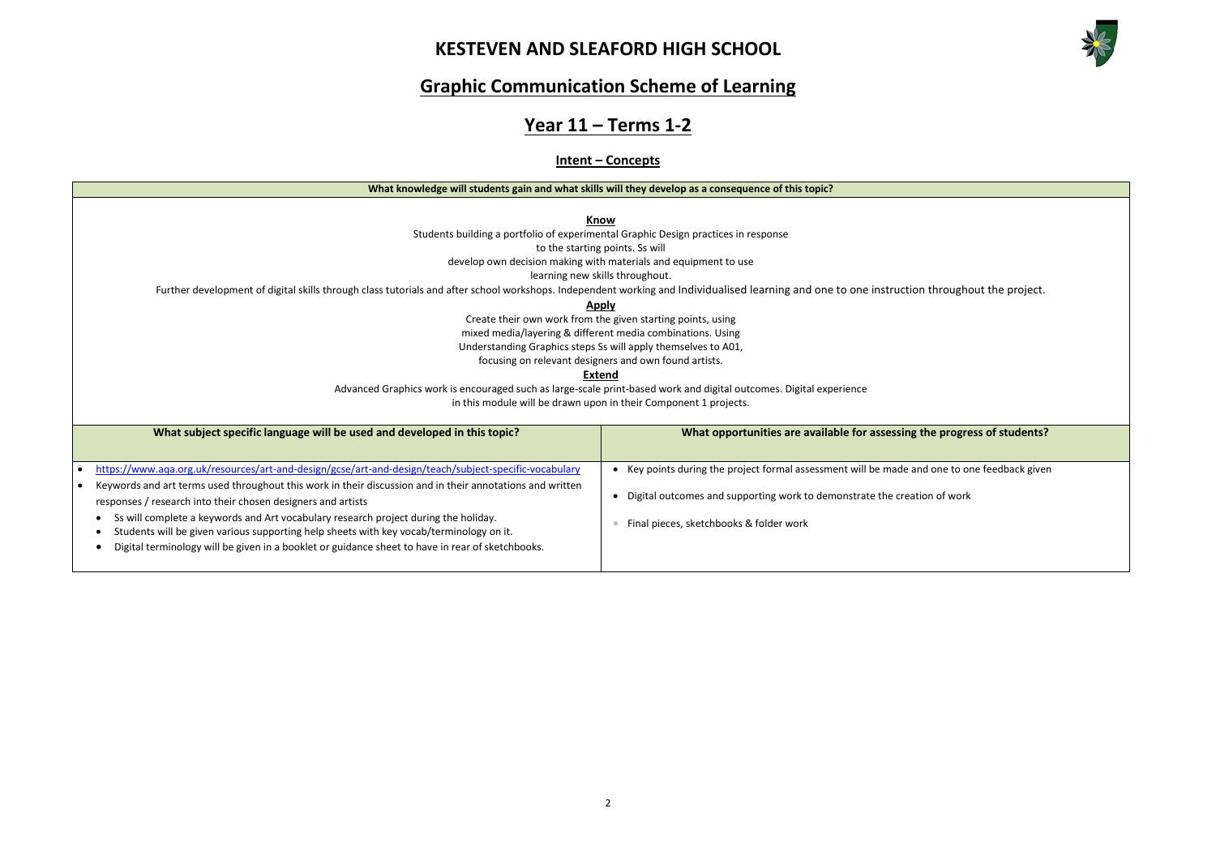# KESTEVEN AND SLEAFORD HIGH SCHOOL

## Graphic Communication Scheme of Learning

## Year 11 – Terms 1-2

### Intent – Concepts

| What knowledge will students gain and what skills will they develop as a consequence of this topic? | |
|---|---|
| **Know**<br>Students building a portfolio of experimental Graphic Design practices in response to the starting points. Ss will develop own decision making with materials and equipment to use learning new skills throughout.<br>Further development of digital skills through class tutorials and after school workshops. Independent working and Individualised learning and one to one instruction throughout the project.<br>**Apply**<br>Create their own work from the given starting points, using mixed media/layering & different media combinations. Using Understanding Graphics steps Ss will apply themselves to A01, focusing on relevant designers and own found artists.<br>**Extend**<br>Advanced Graphics work is encouraged such as large-scale print-based work and digital outcomes. Digital experience in this module will be drawn upon in their Component 1 projects. | |
| **What subject specific language will be used and developed in this topic?** | **What opportunities are available for assessing the progress of students?** |
| • https://www.aqa.org.uk/resources/art-and-design/gcse/art-and-design/teach/subject-specific-vocabulary<br>• Keywords and art terms used throughout this work in their discussion and in their annotations and written responses / research into their chosen designers and artists<br>• Ss will complete a keywords and Art vocabulary research project during the holiday.<br>• Students will be given various supporting help sheets with key vocab/terminology on it.<br>• Digital terminology will be given in a booklet or guidance sheet to have in rear of sketchbooks. | • Key points during the project formal assessment will be made and one to one feedback given<br>• Digital outcomes and supporting work to demonstrate the creation of work<br>• Final pieces, sketchbooks & folder work |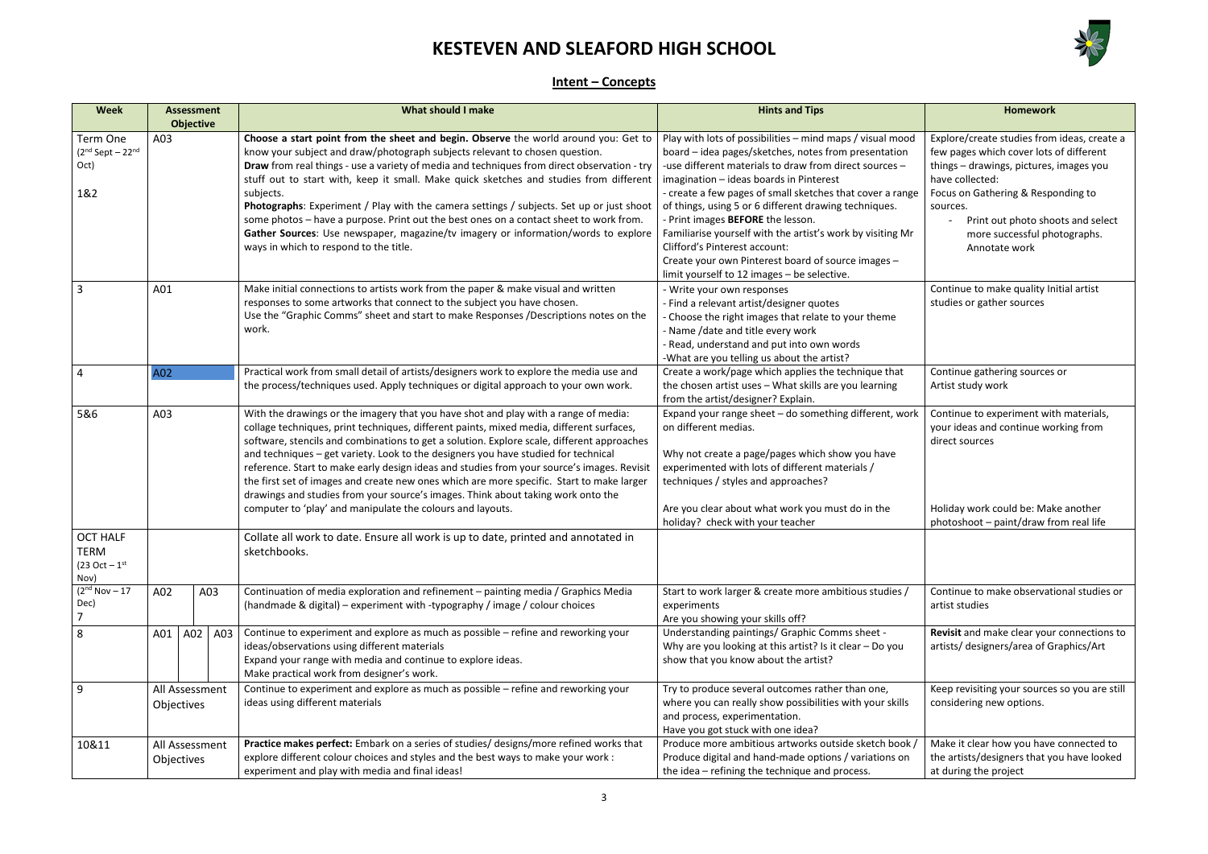# KESTEVEN AND SLEAFORD HIGH SCHOOL

## Intent – Concepts

| Week | Assessment Objective | What should I make | Hints and Tips | Homework |
|---|---|---|---|---|
| Term One (2nd Sept – 22nd Oct) 1&2 | A03 | **Choose a start point from the sheet and begin. Observe** the world around you: Get to know your subject and draw/photograph subjects relevant to chosen question. **Draw** from real things - use a variety of media and techniques from direct observation - try stuff out to start with, keep it small. Make quick sketches and studies from different subjects. **Photographs**: Experiment / Play with the camera settings / subjects. Set up or just shoot some photos – have a purpose. Print out the best ones on a contact sheet to work from. **Gather Sources**: Use newspaper, magazine/tv imagery or information/words to explore ways in which to respond to the title. | Play with lots of possibilities – mind maps / visual mood board – idea pages/sketches, notes from presentation -use different materials to draw from direct sources – imagination – ideas boards in Pinterest - create a few pages of small sketches that cover a range of things, using 5 or 6 different drawing techniques. - Print images **BEFORE** the lesson. Familiarise yourself with the artist's work by visiting Mr Clifford's Pinterest account: Create your own Pinterest board of source images – limit yourself to 12 images – be selective. | Explore/create studies from ideas, create a few pages which cover lots of different things – drawings, pictures, images you have collected: Focus on Gathering & Responding to sources. - Print out photo shoots and select more successful photographs. Annotate work |
| 3 | A01 | Make initial connections to artists work from the paper & make visual and written responses to some artworks that connect to the subject you have chosen. Use the "Graphic Comms" sheet and start to make Responses /Descriptions notes on the work. | - Write your own responses - Find a relevant artist/designer quotes - Choose the right images that relate to your theme - Name /date and title every work - Read, understand and put into own words -What are you telling us about the artist? | Continue to make quality Initial artist studies or gather sources |
| 4 | A02 | Practical work from small detail of artists/designers work to explore the media use and the process/techniques used. Apply techniques or digital approach to your own work. | Create a work/page which applies the technique that the chosen artist uses – What skills are you learning from the artist/designer? Explain. | Continue gathering sources or Artist study work |
| 5&6 | A03 | With the drawings or the imagery that you have shot and play with a range of media: collage techniques, print techniques, different paints, mixed media, different surfaces, software, stencils and combinations to get a solution. Explore scale, different approaches and techniques – get variety. Look to the designers you have studied for technical reference. Start to make early design ideas and studies from your source's images. Revisit the first set of images and create new ones which are more specific. Start to make larger drawings and studies from your source's images. Think about taking work onto the computer to 'play' and manipulate the colours and layouts. | Expand your range sheet – do something different, work on different medias. Why not create a page/pages which show you have experimented with lots of different materials / techniques / styles and approaches? Are you clear about what work you must do in the holiday? check with your teacher | Continue to experiment with materials, your ideas and continue working from direct sources. Holiday work could be: Make another photoshoot – paint/draw from real life |
| OCT HALF TERM (23 Oct – 1st Nov) | | Collate all work to date. Ensure all work is up to date, printed and annotated in sketchbooks. | | |
| (2nd Nov – 17 Dec) 7 | A02 A03 | Continuation of media exploration and refinement – painting media / Graphics Media (handmade & digital) – experiment with -typography / image / colour choices | Start to work larger & create more ambitious studies / experiments Are you showing your skills off? | Continue to make observational studies or artist studies |
| 8 | A01 A02 A03 | Continue to experiment and explore as much as possible – refine and reworking your ideas/observations using different materials Expand your range with media and continue to explore ideas. Make practical work from designer's work. | Understanding paintings/ Graphic Comms sheet - Why are you looking at this artist? Is it clear – Do you show that you know about the artist? | **Revisit** and make clear your connections to artists/ designers/area of Graphics/Art |
| 9 | All Assessment Objectives | Continue to experiment and explore as much as possible – refine and reworking your ideas using different materials | Try to produce several outcomes rather than one, where you can really show possibilities with your skills and process, experimentation. Have you got stuck with one idea? | Keep revisiting your sources so you are still considering new options. |
| 10&11 | All Assessment Objectives | **Practice makes perfect:** Embark on a series of studies/ designs/more refined works that explore different colour choices and styles and the best ways to make your work : experiment and play with media and final ideas! | Produce more ambitious artworks outside sketch book / Produce digital and hand-made options / variations on the idea – refining the technique and process. | Make it clear how you have connected to the artists/designers that you have looked at during the project |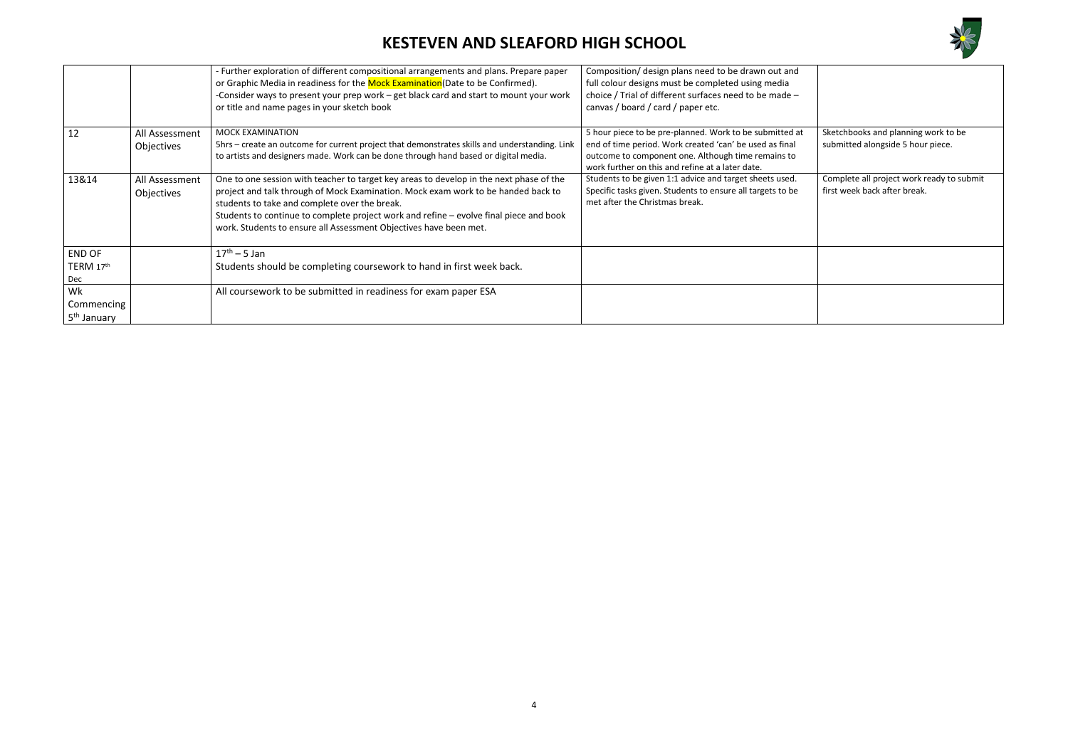# KESTEVEN AND SLEAFORD HIGH SCHOOL

| | | | | |
|---|---|---|---|---|
| | | - Further exploration of different compositional arrangements and plans. Prepare paper or Graphic Media in readiness for the Mock Examination(Date to be Confirmed).<br>-Consider ways to present your prep work – get black card and start to mount your work or title and name pages in your sketch book | Composition/ design plans need to be drawn out and full colour designs must be completed using media choice / Trial of different surfaces need to be made – canvas / board / card / paper etc. | |
| 12 | All Assessment Objectives | MOCK EXAMINATION<br>5hrs – create an outcome for current project that demonstrates skills and understanding. Link to artists and designers made. Work can be done through hand based or digital media. | 5 hour piece to be pre-planned. Work to be submitted at end of time period. Work created 'can' be used as final outcome to component one. Although time remains to work further on this and refine at a later date. | Sketchbooks and planning work to be submitted alongside 5 hour piece. |
| 13&14 | All Assessment Objectives | One to one session with teacher to target key areas to develop in the next phase of the project and talk through of Mock Examination. Mock exam work to be handed back to students to take and complete over the break.<br>Students to continue to complete project work and refine – evolve final piece and book work. Students to ensure all Assessment Objectives have been met. | Students to be given 1:1 advice and target sheets used. Specific tasks given. Students to ensure all targets to be met after the Christmas break. | Complete all project work ready to submit first week back after break. |
| END OF TERM 17th Dec | | 17th – 5 Jan<br>Students should be completing coursework to hand in first week back. | | |
| Wk Commencing 5th January | | All coursework to be submitted in readiness for exam paper ESA | | |